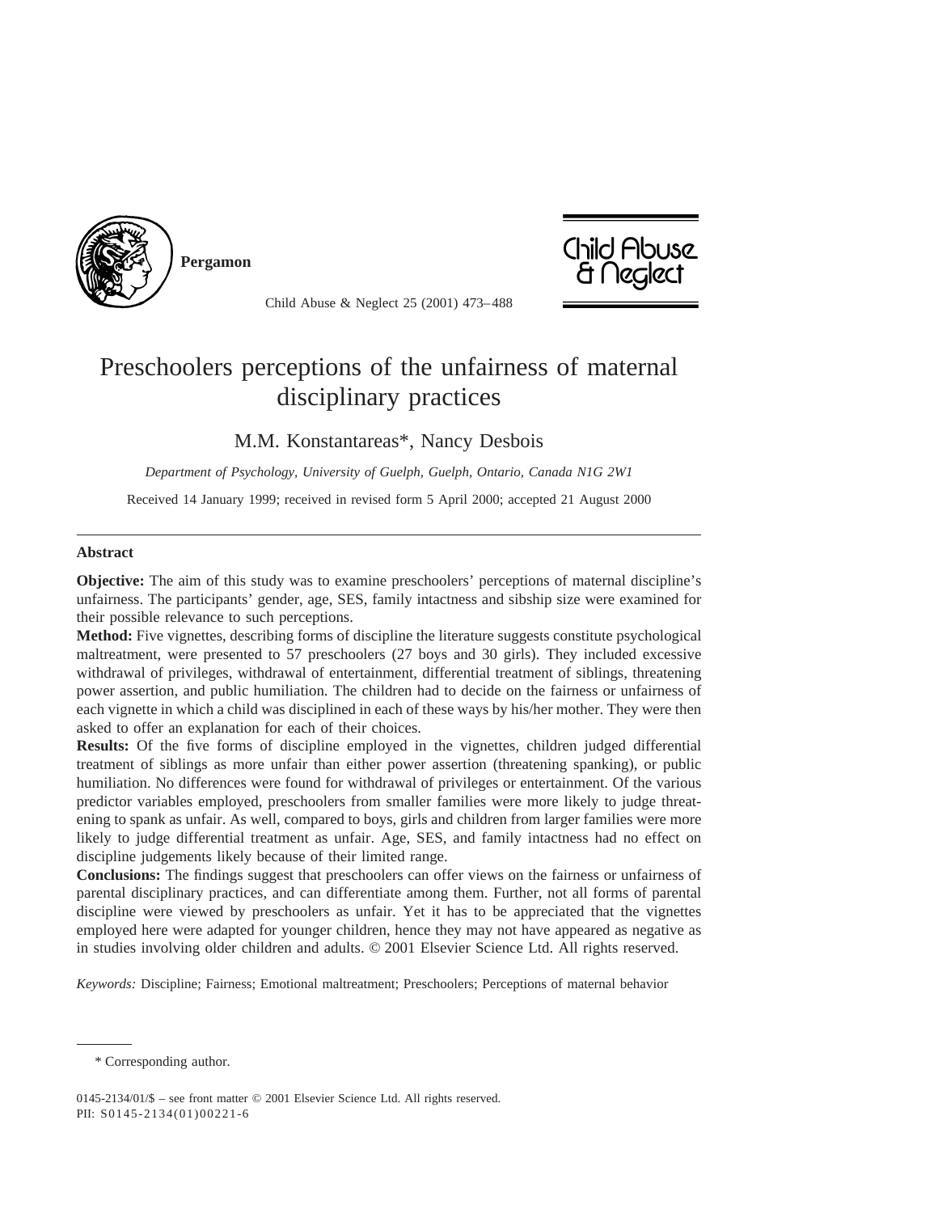# Preschoolers perceptions of the unfairness of maternal disciplinary practices

M.M. Konstantareas*, Nancy Desbois

*Department of Psychology, University of Guelph, Guelph, Ontario, Canada N1G 2W1*

Received 14 January 1999; received in revised form 5 April 2000; accepted 21 August 2000

## Abstract

**Objective:** The aim of this study was to examine preschoolers' perceptions of maternal discipline's unfairness. The participants' gender, age, SES, family intactness and sibship size were examined for their possible relevance to such perceptions.

**Method:** Five vignettes, describing forms of discipline the literature suggests constitute psychological maltreatment, were presented to 57 preschoolers (27 boys and 30 girls). They included excessive withdrawal of privileges, withdrawal of entertainment, differential treatment of siblings, threatening power assertion, and public humiliation. The children had to decide on the fairness or unfairness of each vignette in which a child was disciplined in each of these ways by his/her mother. They were then asked to offer an explanation for each of their choices.

**Results:** Of the five forms of discipline employed in the vignettes, children judged differential treatment of siblings as more unfair than either power assertion (threatening spanking), or public humiliation. No differences were found for withdrawal of privileges or entertainment. Of the various predictor variables employed, preschoolers from smaller families were more likely to judge threatening to spank as unfair. As well, compared to boys, girls and children from larger families were more likely to judge differential treatment as unfair. Age, SES, and family intactness had no effect on discipline judgements likely because of their limited range.

**Conclusions:** The findings suggest that preschoolers can offer views on the fairness or unfairness of parental disciplinary practices, and can differentiate among them. Further, not all forms of parental discipline were viewed by preschoolers as unfair. Yet it has to be appreciated that the vignettes employed here were adapted for younger children, hence they may not have appeared as negative as in studies involving older children and adults. © 2001 Elsevier Science Ltd. All rights reserved.

*Keywords:* Discipline; Fairness; Emotional maltreatment; Preschoolers; Perceptions of maternal behavior

* Corresponding author.

0145-2134/01/$ – see front matter © 2001 Elsevier Science Ltd. All rights reserved.
PII: S0145-2134(01)00221-6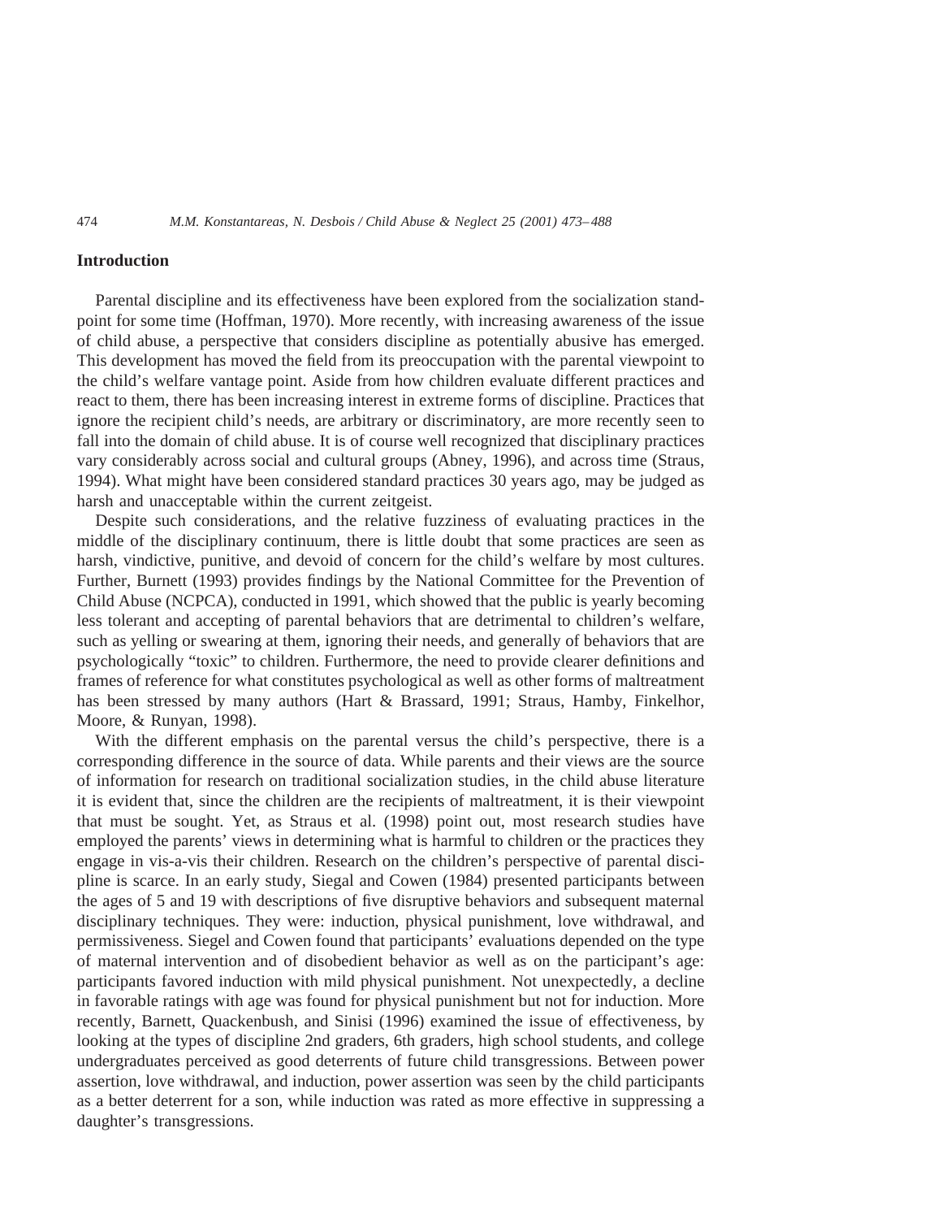## Introduction

Parental discipline and its effectiveness have been explored from the socialization standpoint for some time (Hoffman, 1970). More recently, with increasing awareness of the issue of child abuse, a perspective that considers discipline as potentially abusive has emerged. This development has moved the field from its preoccupation with the parental viewpoint to the child's welfare vantage point. Aside from how children evaluate different practices and react to them, there has been increasing interest in extreme forms of discipline. Practices that ignore the recipient child's needs, are arbitrary or discriminatory, are more recently seen to fall into the domain of child abuse. It is of course well recognized that disciplinary practices vary considerably across social and cultural groups (Abney, 1996), and across time (Straus, 1994). What might have been considered standard practices 30 years ago, may be judged as harsh and unacceptable within the current zeitgeist.

Despite such considerations, and the relative fuzziness of evaluating practices in the middle of the disciplinary continuum, there is little doubt that some practices are seen as harsh, vindictive, punitive, and devoid of concern for the child's welfare by most cultures. Further, Burnett (1993) provides findings by the National Committee for the Prevention of Child Abuse (NCPCA), conducted in 1991, which showed that the public is yearly becoming less tolerant and accepting of parental behaviors that are detrimental to children's welfare, such as yelling or swearing at them, ignoring their needs, and generally of behaviors that are psychologically "toxic" to children. Furthermore, the need to provide clearer definitions and frames of reference for what constitutes psychological as well as other forms of maltreatment has been stressed by many authors (Hart & Brassard, 1991; Straus, Hamby, Finkelhor, Moore, & Runyan, 1998).

With the different emphasis on the parental versus the child's perspective, there is a corresponding difference in the source of data. While parents and their views are the source of information for research on traditional socialization studies, in the child abuse literature it is evident that, since the children are the recipients of maltreatment, it is their viewpoint that must be sought. Yet, as Straus et al. (1998) point out, most research studies have employed the parents' views in determining what is harmful to children or the practices they engage in vis-a-vis their children. Research on the children's perspective of parental discipline is scarce. In an early study, Siegal and Cowen (1984) presented participants between the ages of 5 and 19 with descriptions of five disruptive behaviors and subsequent maternal disciplinary techniques. They were: induction, physical punishment, love withdrawal, and permissiveness. Siegel and Cowen found that participants' evaluations depended on the type of maternal intervention and of disobedient behavior as well as on the participant's age: participants favored induction with mild physical punishment. Not unexpectedly, a decline in favorable ratings with age was found for physical punishment but not for induction. More recently, Barnett, Quackenbush, and Sinisi (1996) examined the issue of effectiveness, by looking at the types of discipline 2nd graders, 6th graders, high school students, and college undergraduates perceived as good deterrents of future child transgressions. Between power assertion, love withdrawal, and induction, power assertion was seen by the child participants as a better deterrent for a son, while induction was rated as more effective in suppressing a daughter's transgressions.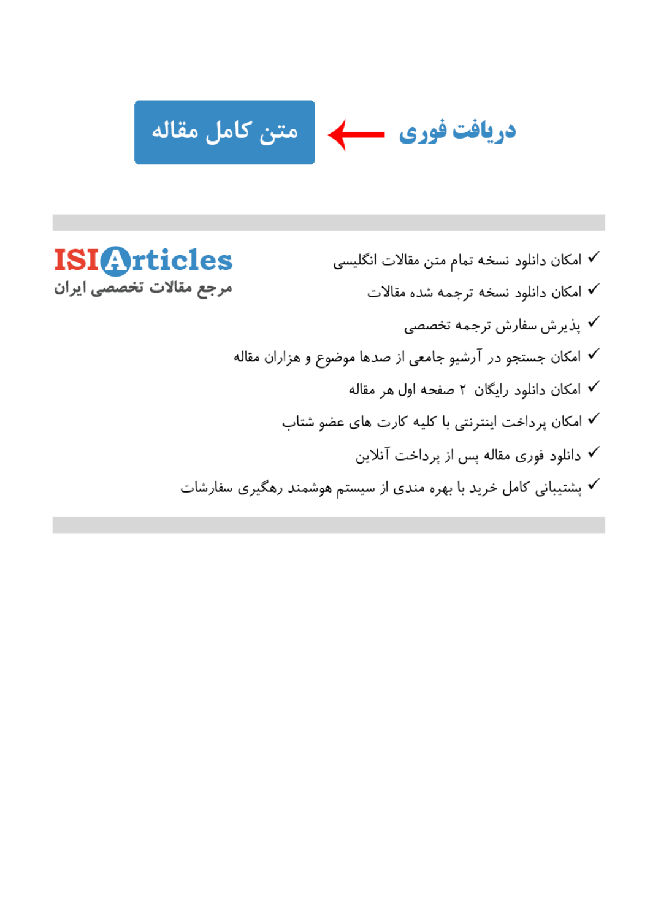**متن کامل مقاله** ← **دریافت فوری**

---

**ISIArticles**
مرجع مقالات تخصصی ایران

- ✓ امکان دانلود نسخه تمام متن مقالات انگلیسی
- ✓ امکان دانلود نسخه ترجمه شده مقالات
- ✓ پذیرش سفارش ترجمه تخصصی
- ✓ امکان جستجو در آرشیو جامعی از صدها موضوع و هزاران مقاله
- ✓ امکان دانلود رایگان ۲ صفحه اول هر مقاله
- ✓ امکان پرداخت اینترنتی با کلیه کارت های عضو شتاب
- ✓ دانلود فوری مقاله پس از پرداخت آنلاین
- ✓ پشتیبانی کامل خرید با بهره مندی از سیستم هوشمند رهگیری سفارشات

---